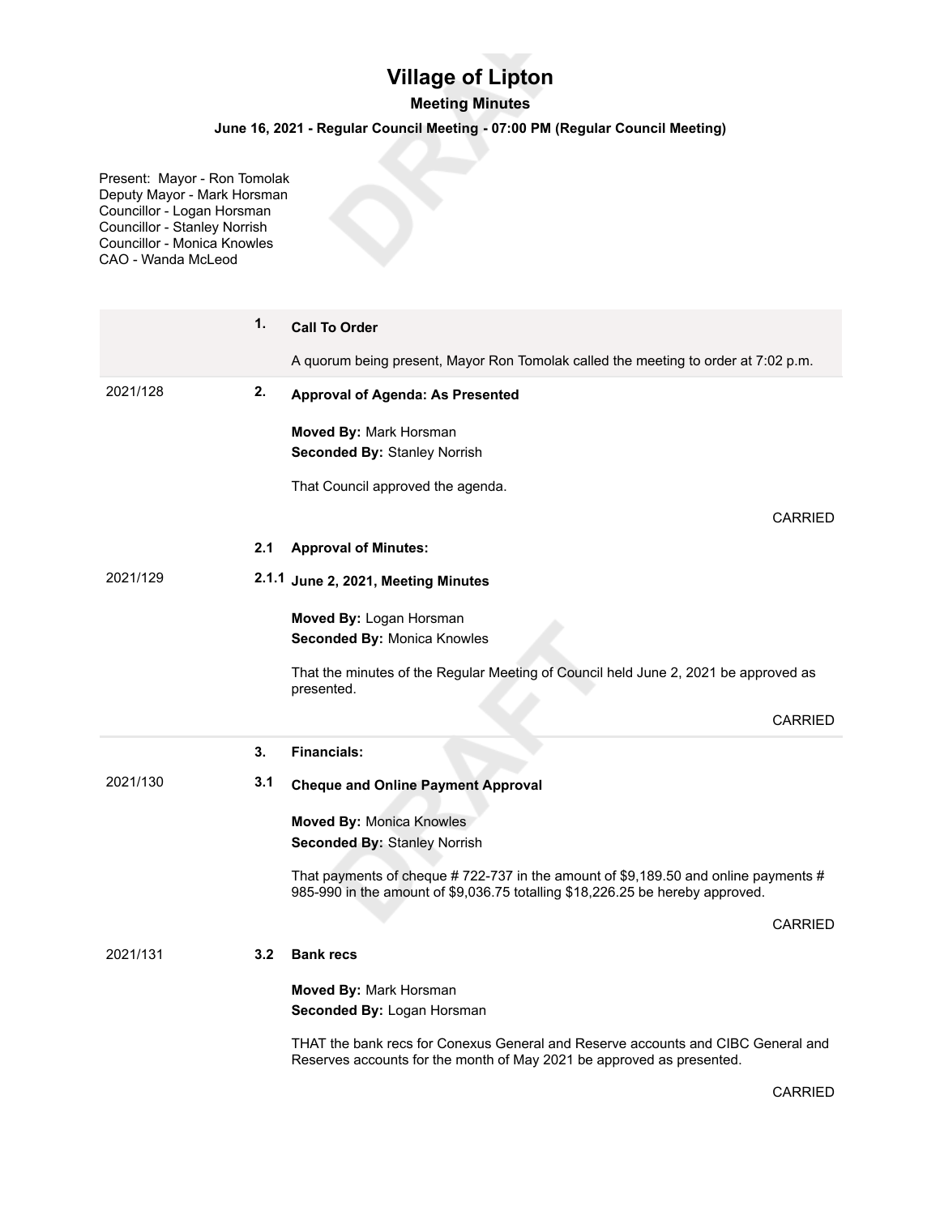# Village of Lipton

## Meeting Minutes

### June 16, 2021 - Regular Council Meeting - 07:00 PM (Regular Council Meeting)

Present: Mayor - Ron Tomolak
Deputy Mayor - Mark Horsman
Councillor - Logan Horsman
Councillor - Stanley Norrish
Councillor - Monica Knowles
CAO - Wanda McLeod

**1. Call To Order**

A quorum being present, Mayor Ron Tomolak called the meeting to order at 7:02 p.m.

2021/128 **2. Approval of Agenda: As Presented**

**Moved By:** Mark Horsman
**Seconded By:** Stanley Norrish

That Council approved the agenda.

CARRIED

**2.1 Approval of Minutes:**

2021/129 **2.1.1 June 2, 2021, Meeting Minutes**

**Moved By:** Logan Horsman
**Seconded By:** Monica Knowles

That the minutes of the Regular Meeting of Council held June 2, 2021 be approved as presented.

CARRIED

**3. Financials:**

2021/130 **3.1 Cheque and Online Payment Approval**

**Moved By:** Monica Knowles
**Seconded By:** Stanley Norrish

That payments of cheque # 722-737 in the amount of $9,189.50 and online payments # 985-990 in the amount of $9,036.75 totalling $18,226.25 be hereby approved.

CARRIED

2021/131 **3.2 Bank recs**

**Moved By:** Mark Horsman
**Seconded By:** Logan Horsman

THAT the bank recs for Conexus General and Reserve accounts and CIBC General and Reserves accounts for the month of May 2021 be approved as presented.

CARRIED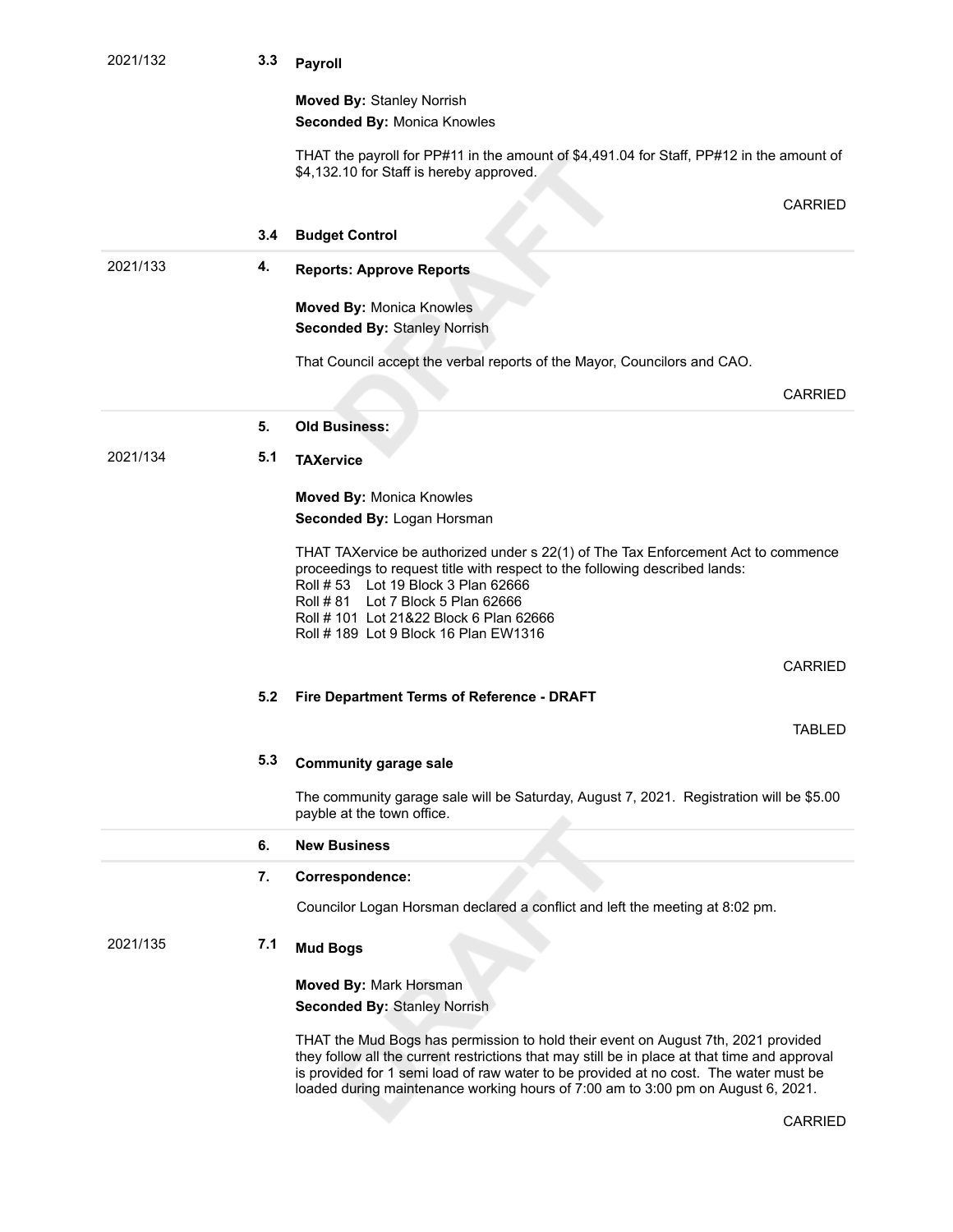2021/132 **3.3 Payroll**

**Moved By:** Stanley Norrish
**Seconded By:** Monica Knowles

THAT the payroll for PP#11 in the amount of $4,491.04 for Staff, PP#12 in the amount of $4,132.10 for Staff is hereby approved.

CARRIED

**3.4 Budget Control**

---

2021/133 **4. Reports: Approve Reports**

**Moved By:** Monica Knowles
**Seconded By:** Stanley Norrish

That Council accept the verbal reports of the Mayor, Councilors and CAO.

CARRIED

---

**5. Old Business:**

2021/134 **5.1 TAXervice**

**Moved By:** Monica Knowles
**Seconded By:** Logan Horsman

THAT TAXervice be authorized under s 22(1) of The Tax Enforcement Act to commence proceedings to request title with respect to the following described lands:
Roll # 53 Lot 19 Block 3 Plan 62666
Roll # 81 Lot 7 Block 5 Plan 62666
Roll # 101 Lot 21&22 Block 6 Plan 62666
Roll # 189 Lot 9 Block 16 Plan EW1316

CARRIED

**5.2 Fire Department Terms of Reference - DRAFT**

TABLED

**5.3 Community garage sale**

The community garage sale will be Saturday, August 7, 2021. Registration will be $5.00 payble at the town office.

---

**6. New Business**

---

**7. Correspondence:**

Councilor Logan Horsman declared a conflict and left the meeting at 8:02 pm.

2021/135 **7.1 Mud Bogs**

**Moved By:** Mark Horsman
**Seconded By:** Stanley Norrish

THAT the Mud Bogs has permission to hold their event on August 7th, 2021 provided they follow all the current restrictions that may still be in place at that time and approval is provided for 1 semi load of raw water to be provided at no cost. The water must be loaded during maintenance working hours of 7:00 am to 3:00 pm on August 6, 2021.

CARRIED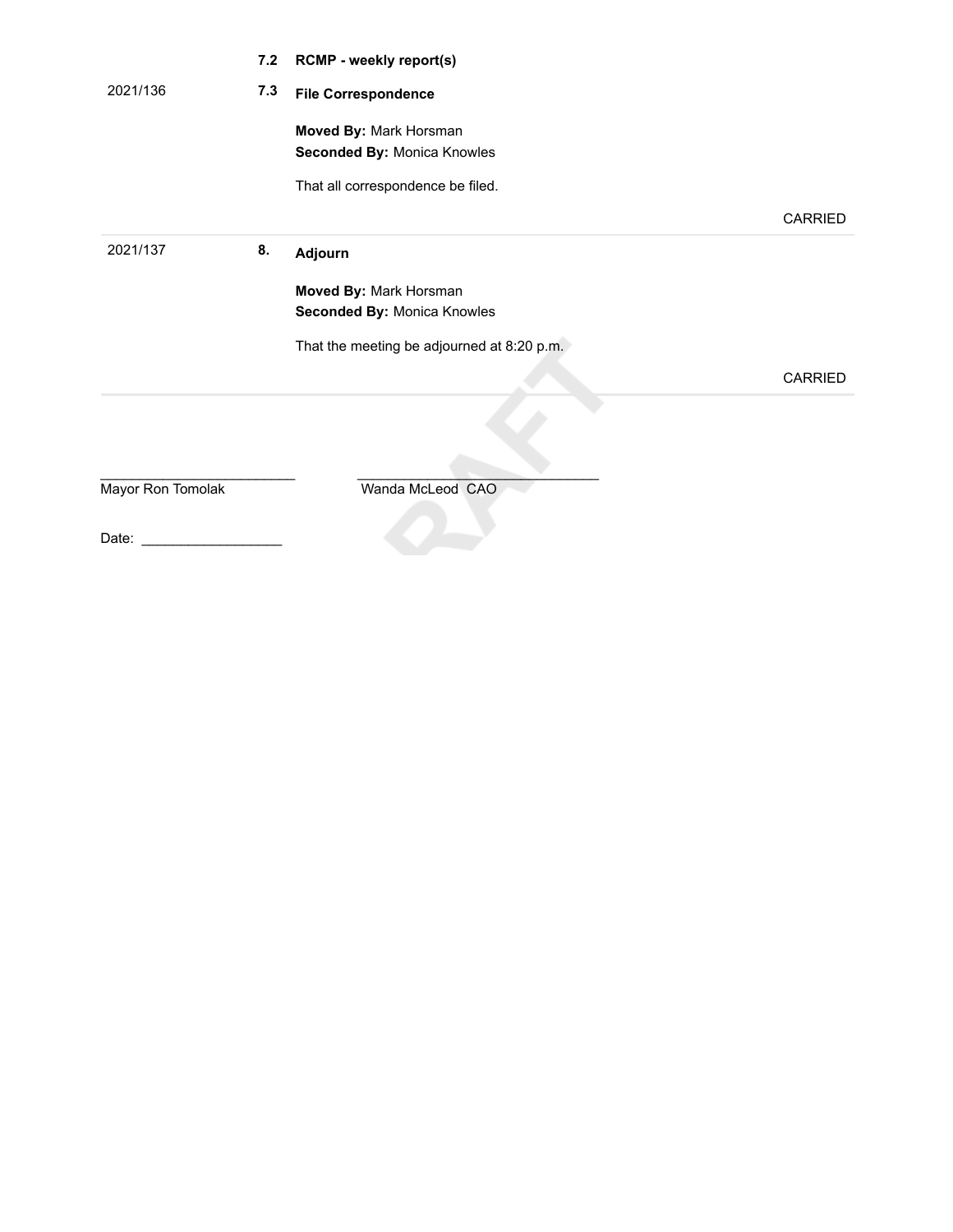**7.2 RCMP - weekly report(s)**

2021/136 **7.3 File Correspondence**

**Moved By:** Mark Horsman
**Seconded By:** Monica Knowles

That all correspondence be filed.

CARRIED

2021/137 **8. Adjourn**

**Moved By:** Mark Horsman
**Seconded By:** Monica Knowles

That the meeting be adjourned at 8:20 p.m.

CARRIED

_________________________ _________________________________
Mayor Ron Tomolak Wanda McLeod CAO

Date: __________________